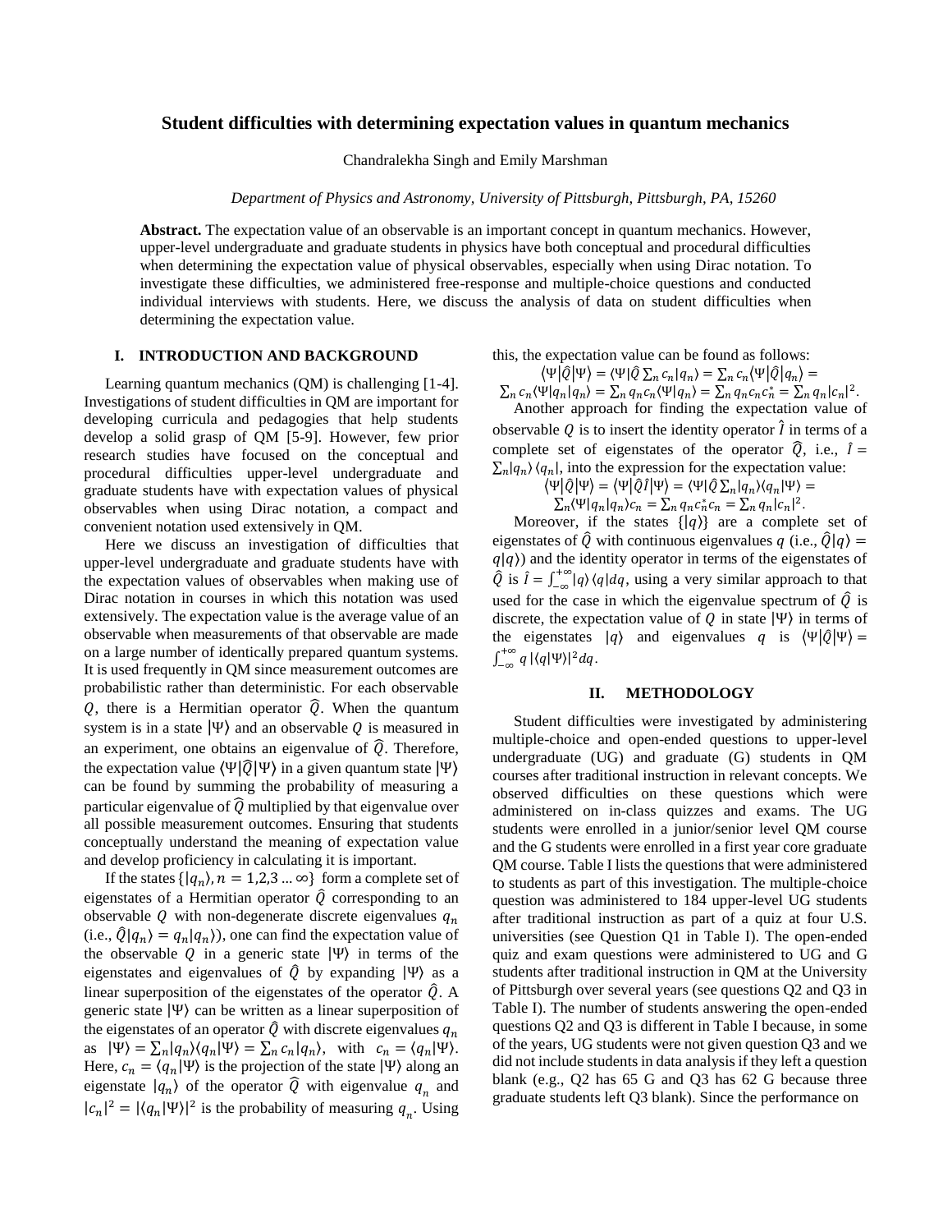# Student difficulties with determining expectation values in quantum mechanics

Chandralekha Singh and Emily Marshman

*Department of Physics and Astronomy, University of Pittsburgh, Pittsburgh, PA, 15260*

**Abstract.** The expectation value of an observable is an important concept in quantum mechanics. However, upper-level undergraduate and graduate students in physics have both conceptual and procedural difficulties when determining the expectation value of physical observables, especially when using Dirac notation. To investigate these difficulties, we administered free-response and multiple-choice questions and conducted individual interviews with students. Here, we discuss the analysis of data on student difficulties when determining the expectation value.

## I. INTRODUCTION AND BACKGROUND

Learning quantum mechanics (QM) is challenging [1-4]. Investigations of student difficulties in QM are important for developing curricula and pedagogies that help students develop a solid grasp of QM [5-9]. However, few prior research studies have focused on the conceptual and procedural difficulties upper-level undergraduate and graduate students have with expectation values of physical observables when using Dirac notation, a compact and convenient notation used extensively in QM.

Here we discuss an investigation of difficulties that upper-level undergraduate and graduate students have with the expectation values of observables when making use of Dirac notation in courses in which this notation was used extensively. The expectation value is the average value of an observable when measurements of that observable are made on a large number of identically prepared quantum systems. It is used frequently in QM since measurement outcomes are probabilistic rather than deterministic. For each observable $Q$, there is a Hermitian operator $\hat{Q}$. When the quantum system is in a state $|\Psi\rangle$ and an observable $Q$ is measured in an experiment, one obtains an eigenvalue of $\hat{Q}$. Therefore, the expectation value $\langle\Psi|\hat{Q}|\Psi\rangle$ in a given quantum state $|\Psi\rangle$ can be found by summing the probability of measuring a particular eigenvalue of $\hat{Q}$ multiplied by that eigenvalue over all possible measurement outcomes. Ensuring that students conceptually understand the meaning of expectation value and develop proficiency in calculating it is important.

If the states $\{|q_n\rangle, n = 1,2,3\ldots\infty\}$ form a complete set of eigenstates of a Hermitian operator $\hat{Q}$ corresponding to an observable $Q$ with non-degenerate discrete eigenvalues $q_n$ (i.e., $\hat{Q}|q_n\rangle = q_n|q_n\rangle$), one can find the expectation value of the observable $Q$ in a generic state $|\Psi\rangle$ in terms of the eigenstates and eigenvalues of $\hat{Q}$ by expanding $|\Psi\rangle$ as a linear superposition of the eigenstates of the operator $\hat{Q}$. A generic state $|\Psi\rangle$ can be written as a linear superposition of the eigenstates of an operator $\hat{Q}$ with discrete eigenvalues $q_n$ as $|\Psi\rangle = \sum_n |q_n\rangle\langle q_n|\Psi\rangle = \sum_n c_n|q_n\rangle$, with $c_n = \langle q_n|\Psi\rangle$. Here, $c_n = \langle q_n|\Psi\rangle$ is the projection of the state $|\Psi\rangle$ along an eigenstate $|q_n\rangle$ of the operator $\hat{Q}$ with eigenvalue $q_n$ and $|c_n|^2 = |\langle q_n|\Psi\rangle|^2$ is the probability of measuring $q_n$. Using this, the expectation value can be found as follows:

$$\langle\Psi|\hat{Q}|\Psi\rangle = \langle\Psi|\hat{Q}\textstyle\sum_n c_n|q_n\rangle = \sum_n c_n\langle\Psi|\hat{Q}|q_n\rangle =$$
$$\textstyle\sum_n c_n\langle\Psi|q_n|q_n\rangle = \sum_n q_n c_n\langle\Psi|q_n\rangle = \sum_n q_n c_n c_n^* = \sum_n q_n|c_n|^2.$$

Another approach for finding the expectation value of observable $Q$ is to insert the identity operator $\hat{I}$ in terms of a complete set of eigenstates of the operator $\hat{Q}$, i.e., $\hat{I} = \sum_n |q_n\rangle\langle q_n|$, into the expression for the expectation value:

$$\langle\Psi|\hat{Q}|\Psi\rangle = \langle\Psi|\hat{Q}\hat{I}|\Psi\rangle = \langle\Psi|\hat{Q}\textstyle\sum_n|q_n\rangle\langle q_n|\Psi\rangle =$$
$$\textstyle\sum_n\langle\Psi|q_n|q_n\rangle c_n = \sum_n q_n c_n^* c_n = \sum_n q_n|c_n|^2.$$

Moreover, if the states $\{|q\rangle\}$ are a complete set of eigenstates of $\hat{Q}$ with continuous eigenvalues $q$ (i.e., $\hat{Q}|q\rangle = q|q\rangle$) and the identity operator in terms of the eigenstates of $\hat{Q}$ is $\hat{I} = \int_{-\infty}^{+\infty}|q\rangle\langle q|dq$, using a very similar approach to that used for the case in which the eigenvalue spectrum of $\hat{Q}$ is discrete, the expectation value of $Q$ in state $|\Psi\rangle$ in terms of the eigenstates $|q\rangle$ and eigenvalues $q$ is $\langle\Psi|\hat{Q}|\Psi\rangle = \int_{-\infty}^{+\infty} q\,|\langle q|\Psi\rangle|^2 dq$.

## II. METHODOLOGY

Student difficulties were investigated by administering multiple-choice and open-ended questions to upper-level undergraduate (UG) and graduate (G) students in QM courses after traditional instruction in relevant concepts. We observed difficulties on these questions which were administered on in-class quizzes and exams. The UG students were enrolled in a junior/senior level QM course and the G students were enrolled in a first year core graduate QM course. Table I lists the questions that were administered to students as part of this investigation. The multiple-choice question was administered to 184 upper-level UG students after traditional instruction as part of a quiz at four U.S. universities (see Question Q1 in Table I). The open-ended quiz and exam questions were administered to UG and G students after traditional instruction in QM at the University of Pittsburgh over several years (see Questions Q2 and Q3 in Table I). The number of students answering the open-ended questions Q2 and Q3 is different in Table I because, in some of the years, UG students were not given question Q3 and we did not include students in data analysis if they left a question blank (e.g., Q2 has 65 G and Q3 has 62 G because three graduate students left Q3 blank). Since the performance on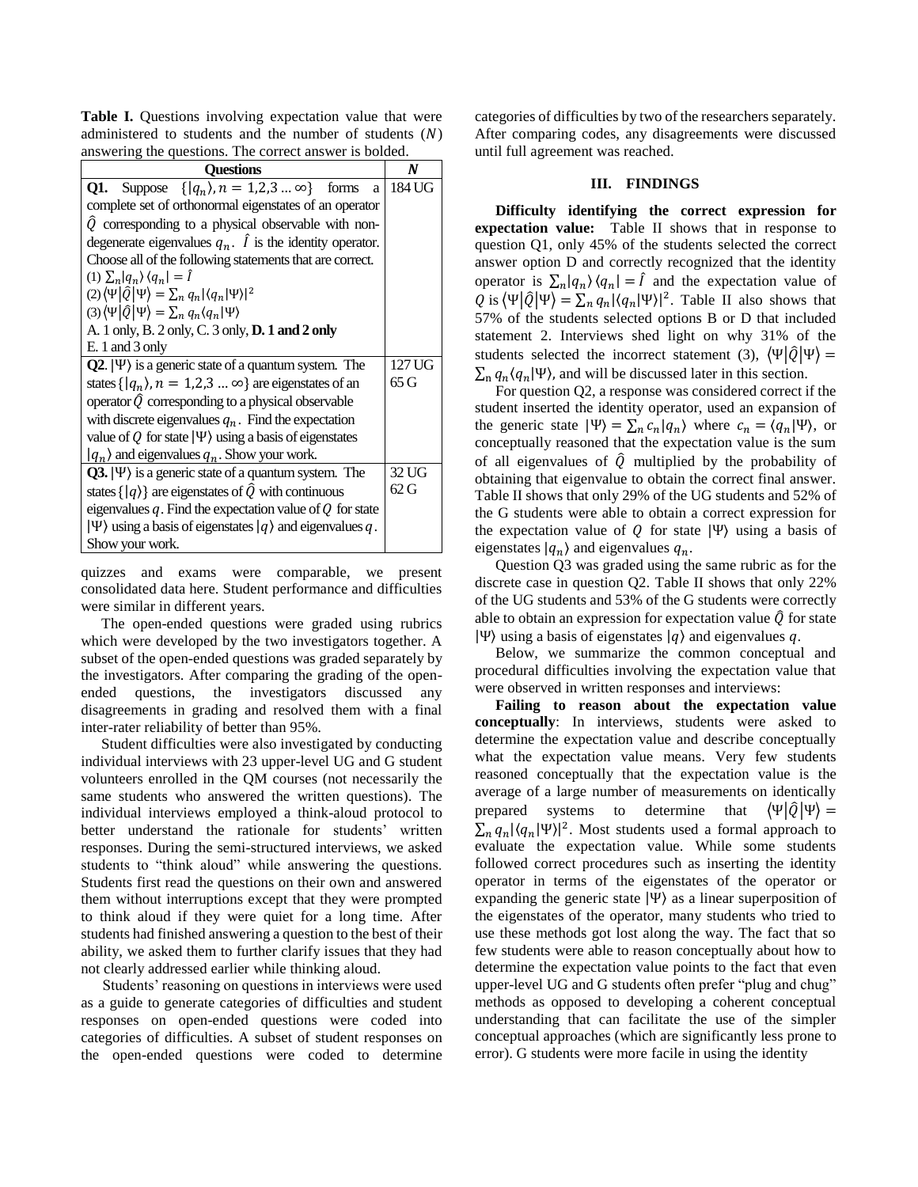**Table I.** Questions involving expectation value that were administered to students and the number of students ($N$) answering the questions. The correct answer is bolded.

| Questions | *N* |
|---|---|
| **Q1.** Suppose $\{\|q_n\rangle, n = 1,2,3 \ldots \infty\}$ forms a complete set of orthonormal eigenstates of an operator $\hat{Q}$ corresponding to a physical observable with non-degenerate eigenvalues $q_n$. $\hat{I}$ is the identity operator. Choose all of the following statements that are correct. (1) $\sum_n \|q_n\rangle\langle q_n\| = \hat{I}$ (2) $\langle\Psi\|\hat{Q}\|\Psi\rangle = \sum_n q_n \|\langle q_n\|\Psi\rangle\|^2$ (3) $\langle\Psi\|\hat{Q}\|\Psi\rangle = \sum_n q_n\langle q_n\|\Psi\rangle$ A. 1 only, B. 2 only, C. 3 only, **D. 1 and 2 only** E. 1 and 3 only | 184 UG |
| **Q2**. $\|\Psi\rangle$ is a generic state of a quantum system. The states $\{\|q_n\rangle, n = 1,2,3 \ldots \infty\}$ are eigenstates of an operator $\hat{Q}$ corresponding to a physical observable with discrete eigenvalues $q_n$. Find the expectation value of $Q$ for state $\|\Psi\rangle$ using a basis of eigenstates $\|q_n\rangle$ and eigenvalues $q_n$. Show your work. | 127 UG 65 G |
| **Q3.** $\|\Psi\rangle$ is a generic state of a quantum system. The states $\{\|q\rangle\}$ are eigenstates of $\hat{Q}$ with continuous eigenvalues $q$. Find the expectation value of $Q$ for state $\|\Psi\rangle$ using a basis of eigenstates $\|q\rangle$ and eigenvalues $q$. Show your work. | 32 UG 62 G |

quizzes and exams were comparable, we present consolidated data here. Student performance and difficulties were similar in different years.

The open-ended questions were graded using rubrics which were developed by the two investigators together. A subset of the open-ended questions was graded separately by the investigators. After comparing the grading of the open-ended questions, the investigators discussed any disagreements in grading and resolved them with a final inter-rater reliability of better than 95%.

Student difficulties were also investigated by conducting individual interviews with 23 upper-level UG and G student volunteers enrolled in the QM courses (not necessarily the same students who answered the written questions). The individual interviews employed a think-aloud protocol to better understand the rationale for students' written responses. During the semi-structured interviews, we asked students to "think aloud" while answering the questions. Students first read the questions on their own and answered them without interruptions except that they were prompted to think aloud if they were quiet for a long time. After students had finished answering a question to the best of their ability, we asked them to further clarify issues that they had not clearly addressed earlier while thinking aloud.

Students' reasoning on questions in interviews were used as a guide to generate categories of difficulties and student responses on open-ended questions were coded into categories of difficulties. A subset of student responses on the open-ended questions were coded to determine categories of difficulties by two of the researchers separately. After comparing codes, any disagreements were discussed until full agreement was reached.

## III. FINDINGS

**Difficulty identifying the correct expression for expectation value:** Table II shows that in response to question Q1, only 45% of the students selected the correct answer option D and correctly recognized that the identity operator is $\sum_n |q_n\rangle\langle q_n| = \hat{I}$ and the expectation value of $Q$ is $\langle\Psi|\hat{Q}|\Psi\rangle = \sum_n q_n |\langle q_n|\Psi\rangle|^2$. Table II also shows that 57% of the students selected options B or D that included statement 2. Interviews shed light on why 31% of the students selected the incorrect statement (3), $\langle\Psi|\hat{Q}|\Psi\rangle = \sum_n q_n\langle q_n|\Psi\rangle$, and will be discussed later in this section.

For question Q2, a response was considered correct if the student inserted the identity operator, used an expansion of the generic state $|\Psi\rangle = \sum_n c_n|q_n\rangle$ where $c_n = \langle q_n|\Psi\rangle$, or conceptually reasoned that the expectation value is the sum of all eigenvalues of $\hat{Q}$ multiplied by the probability of obtaining that eigenvalue to obtain the correct final answer. Table II shows that only 29% of the UG students and 52% of the G students were able to obtain a correct expression for the expectation value of $Q$ for state $|\Psi\rangle$ using a basis of eigenstates $|q_n\rangle$ and eigenvalues $q_n$.

Question Q3 was graded using the same rubric as for the discrete case in question Q2. Table II shows that only 22% of the UG students and 53% of the G students were correctly able to obtain an expression for expectation value $\hat{Q}$ for state $|\Psi\rangle$ using a basis of eigenstates $|q\rangle$ and eigenvalues $q$.

Below, we summarize the common conceptual and procedural difficulties involving the expectation value that were observed in written responses and interviews:

**Failing to reason about the expectation value conceptually**: In interviews, students were asked to determine the expectation value and describe conceptually what the expectation value means. Very few students reasoned conceptually that the expectation value is the average of a large number of measurements on identically prepared systems to determine that $\langle\Psi|\hat{Q}|\Psi\rangle = \sum_n q_n |\langle q_n|\Psi\rangle|^2$. Most students used a formal approach to evaluate the expectation value. While some students followed correct procedures such as inserting the identity operator in terms of the eigenstates of the operator or expanding the generic state $|\Psi\rangle$ as a linear superposition of the eigenstates of the operator, many students who tried to use these methods got lost along the way. The fact that so few students were able to reason conceptually about how to determine the expectation value points to the fact that even upper-level UG and G students often prefer "plug and chug" methods as opposed to developing a coherent conceptual understanding that can facilitate the use of the simpler conceptual approaches (which are significantly less prone to error). G students were more facile in using the identity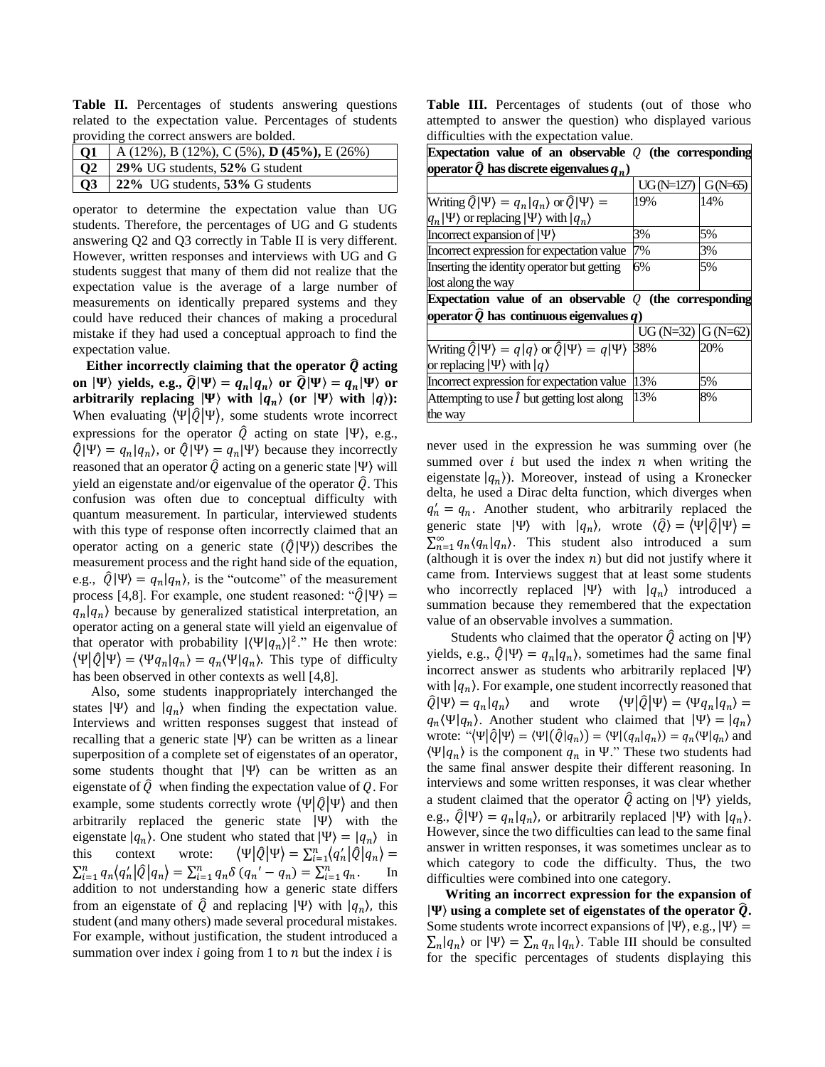**Table II.** Percentages of students answering questions related to the expectation value. Percentages of students providing the correct answers are bolded.

| | |
|---|---|
| **Q1** | A (12%), B (12%), C (5%), **D (45%),** E (26%) |
| **Q2** | **29%** UG students, **52%** G student |
| **Q3** | **22%** UG students, **53%** G students |

operator to determine the expectation value than UG students. Therefore, the percentages of UG and G students answering Q2 and Q3 correctly in Table II is very different. However, written responses and interviews with UG and G students suggest that many of them did not realize that the expectation value is the average of a large number of measurements on identically prepared systems and they could have reduced their chances of making a procedural mistake if they had used a conceptual approach to find the expectation value.

**Either incorrectly claiming that the operator $\hat{Q}$ acting on $|\Psi\rangle$ yields, e.g., $\hat{Q}|\Psi\rangle = q_n|q_n\rangle$ or $\hat{Q}|\Psi\rangle = q_n|\Psi\rangle$ or arbitrarily replacing $|\Psi\rangle$ with $|q_n\rangle$ (or $|\Psi\rangle$ with $|q\rangle$):** When evaluating $\langle\Psi|\hat{Q}|\Psi\rangle$, some students wrote incorrect expressions for the operator $\hat{Q}$ acting on state $|\Psi\rangle$, e.g., $\hat{Q}|\Psi\rangle = q_n|q_n\rangle$, or $\hat{Q}|\Psi\rangle = q_n|\Psi\rangle$ because they incorrectly reasoned that an operator $\hat{Q}$ acting on a generic state $|\Psi\rangle$ will yield an eigenstate and/or eigenvalue of the operator $\hat{Q}$. This confusion was often due to conceptual difficulty with quantum measurement. In particular, interviewed students with this type of response often incorrectly claimed that an operator acting on a generic state ($\hat{Q}|\Psi\rangle$) describes the measurement process and the right hand side of the equation, e.g., $\hat{Q}|\Psi\rangle = q_n|q_n\rangle$, is the "outcome" of the measurement process [4,8]. For example, one student reasoned: "$\hat{Q}|\Psi\rangle = q_n|q_n\rangle$ because by generalized statistical interpretation, an operator acting on a general state will yield an eigenvalue of that operator with probability $|\langle\Psi|q_n\rangle|^2$." He then wrote: $\langle\Psi|\hat{Q}|\Psi\rangle = \langle\Psi q_n|q_n\rangle = q_n\langle\Psi|q_n\rangle$. This type of difficulty has been observed in other contexts as well [4,8].

Also, some students inappropriately interchanged the states $|\Psi\rangle$ and $|q_n\rangle$ when finding the expectation value. Interviews and written responses suggest that instead of recalling that a generic state $|\Psi\rangle$ can be written as a linear superposition of a complete set of eigenstates of an operator, some students thought that $|\Psi\rangle$ can be written as an eigenstate of $\hat{Q}$ when finding the expectation value of $Q$. For example, some students correctly wrote $\langle\Psi|\hat{Q}|\Psi\rangle$ and then arbitrarily replaced the generic state $|\Psi\rangle$ with the eigenstate $|q_n\rangle$. One student who stated that $|\Psi\rangle = |q_n\rangle$ in this context wrote: $\langle\Psi|\hat{Q}|\Psi\rangle = \sum_{i=1}^{n}\langle q_n'|\hat{Q}|q_n\rangle = \sum_{i=1}^{n} q_n\langle q_n'|\hat{Q}|q_n\rangle = \sum_{i=1}^{n} q_n\delta(q_n' - q_n) = \sum_{i=1}^{n} q_n$. In addition to not understanding how a generic state differs from an eigenstate of $\hat{Q}$ and replacing $|\Psi\rangle$ with $|q_n\rangle$, this student (and many others) made several procedural mistakes. For example, without justification, the student introduced a summation over index $i$ going from 1 to $n$ but the index $i$ is never used in the expression he was summing over (he summed over $i$ but used the index $n$ when writing the eigenstate $|q_n\rangle$). Moreover, instead of using a Kronecker delta, he used a Dirac delta function, which diverges when $q_n' = q_n$. Another student, who arbitrarily replaced the generic state $|\Psi\rangle$ with $|q_n\rangle$, wrote $\langle\hat{Q}\rangle = \langle\Psi|\hat{Q}|\Psi\rangle = \sum_{n=1}^{\infty} q_n\langle q_n|q_n\rangle$. This student also introduced a sum (although it is over the index $n$) but did not justify where it came from. Interviews suggest that at least some students who incorrectly replaced $|\Psi\rangle$ with $|q_n\rangle$ introduced a summation because they remembered that the expectation value of an observable involves a summation.

Students who claimed that the operator $\hat{Q}$ acting on $|\Psi\rangle$ yields, e.g., $\hat{Q}|\Psi\rangle = q_n|q_n\rangle$, sometimes had the same final incorrect answer as students who arbitrarily replaced $|\Psi\rangle$ with $|q_n\rangle$. For example, one student incorrectly reasoned that $\hat{Q}|\Psi\rangle = q_n|q_n\rangle$ and wrote $\langle\Psi|\hat{Q}|\Psi\rangle = \langle\Psi q_n|q_n\rangle = q_n\langle\Psi|q_n\rangle$. Another student who claimed that $|\Psi\rangle = |q_n\rangle$ wrote: "$\langle\Psi|\hat{Q}|\Psi\rangle = \langle\Psi|(\hat{Q}|q_n\rangle) = \langle\Psi|(q_n|q_n\rangle) = q_n\langle\Psi|q_n\rangle$ and $\langle\Psi|q_n\rangle$ is the component $q_n$ in $\Psi$." These two students had the same final answer despite their different reasoning. In interviews and some written responses, it was clear whether a student claimed that the operator $\hat{Q}$ acting on $|\Psi\rangle$ yields, e.g., $\hat{Q}|\Psi\rangle = q_n|q_n\rangle$, or arbitrarily replaced $|\Psi\rangle$ with $|q_n\rangle$. However, since the two difficulties can lead to the same final answer in written responses, it was sometimes unclear as to which category to code the difficulty. Thus, the two difficulties were combined into one category.

**Writing an incorrect expression for the expansion of $|\Psi\rangle$ using a complete set of eigenstates of the operator $\hat{Q}$.** Some students wrote incorrect expansions of $|\Psi\rangle$, e.g., $|\Psi\rangle = \sum_n|q_n\rangle$ or $|\Psi\rangle = \sum_n q_n|q_n\rangle$. Table III should be consulted for the specific percentages of students displaying this

**Table III.** Percentages of students (out of those who attempted to answer the question) who displayed various difficulties with the expectation value.

| **Expectation value of an observable $Q$ (the corresponding operator $\hat{Q}$ has discrete eigenvalues $q_n$)** | | |
|---|---|---|
| | UG (N=127) | G (N=65) |
| Writing $\hat{Q}|\Psi\rangle = q_n|q_n\rangle$ or $\hat{Q}|\Psi\rangle = q_n|\Psi\rangle$ or replacing $|\Psi\rangle$ with $|q_n\rangle$ | 19% | 14% |
| Incorrect expansion of $|\Psi\rangle$ | 3% | 5% |
| Incorrect expression for expectation value | 7% | 3% |
| Inserting the identity operator but getting lost along the way | 6% | 5% |
| **Expectation value of an observable $Q$ (the corresponding operator $\hat{Q}$ has continuous eigenvalues $q$)** | | |
| | UG (N=32) | G (N=62) |
| Writing $\hat{Q}|\Psi\rangle = q|q\rangle$ or $\hat{Q}|\Psi\rangle = q|\Psi\rangle$ or replacing $|\Psi\rangle$ with $|q\rangle$ | 38% | 20% |
| Incorrect expression for expectation value | 13% | 5% |
| Attempting to use $\hat{I}$ but getting lost along the way | 13% | 8% |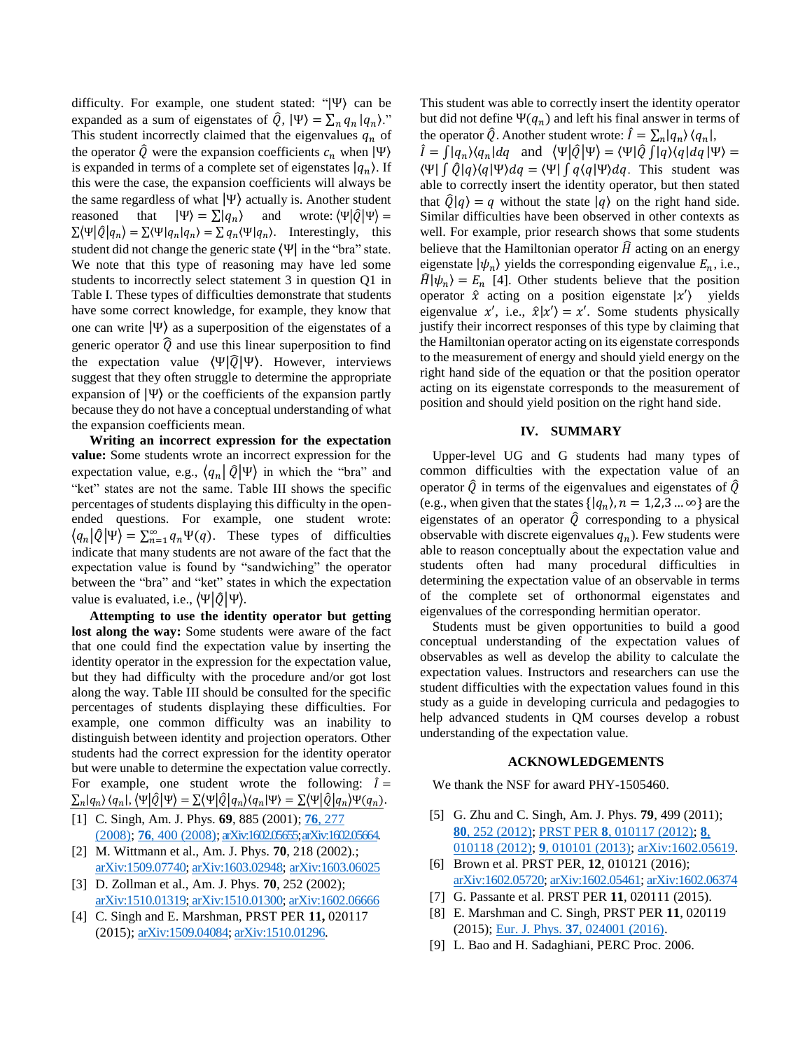difficulty. For example, one student stated: "$|\Psi\rangle$ can be expanded as a sum of eigenstates of $\hat{Q}$, $|\Psi\rangle = \sum_n q_n |q_n\rangle$." This student incorrectly claimed that the eigenvalues $q_n$ of the operator $\hat{Q}$ were the expansion coefficients $c_n$ when $|\Psi\rangle$ is expanded in terms of a complete set of eigenstates $|q_n\rangle$. If this were the case, the expansion coefficients will always be the same regardless of what $|\Psi\rangle$ actually is. Another student reasoned that $|\Psi\rangle = \sum |q_n\rangle$ and wrote: $\langle\Psi|\hat{Q}|\Psi\rangle = \sum\langle\Psi|\hat{Q}|q_n\rangle = \sum\langle\Psi|q_n|q_n\rangle = \sum q_n\langle\Psi|q_n\rangle$. Interestingly, this student did not change the generic state $\langle\Psi|$ in the "bra" state. We note that this type of reasoning may have led some students to incorrectly select statement 3 in question Q1 in Table I. These types of difficulties demonstrate that students have some correct knowledge, for example, they know that one can write $|\Psi\rangle$ as a superposition of the eigenstates of a generic operator $\hat{Q}$ and use this linear superposition to find the expectation value $\langle\Psi|\hat{Q}|\Psi\rangle$. However, interviews suggest that they often struggle to determine the appropriate expansion of $|\Psi\rangle$ or the coefficients of the expansion partly because they do not have a conceptual understanding of what the expansion coefficients mean.

**Writing an incorrect expression for the expectation value:** Some students wrote an incorrect expression for the expectation value, e.g., $\langle q_n|\hat{Q}|\Psi\rangle$ in which the "bra" and "ket" states are not the same. Table III shows the specific percentages of students displaying this difficulty in the open-ended questions. For example, one student wrote: $\langle q_n|\hat{Q}|\Psi\rangle = \sum_{n=1}^{\infty} q_n\Psi(q)$. These types of difficulties indicate that many students are not aware of the fact that the expectation value is found by "sandwiching" the operator between the "bra" and "ket" states in which the expectation value is evaluated, i.e., $\langle\Psi|\hat{Q}|\Psi\rangle$.

**Attempting to use the identity operator but getting lost along the way:** Some students were aware of the fact that one could find the expectation value by inserting the identity operator in the expression for the expectation value, but they had difficulty with the procedure and/or got lost along the way. Table III should be consulted for the specific percentages of students displaying these difficulties. For example, one common difficulty was an inability to distinguish between identity and projection operators. Other students had the correct expression for the identity operator but were unable to determine the expectation value correctly. For example, one student wrote the following: $\hat{I} = \sum_n |q_n\rangle\langle q_n|$, $\langle\Psi|\hat{Q}|\Psi\rangle = \sum\langle\Psi|\hat{Q}|q_n\rangle\langle q_n|\Psi\rangle = \sum\langle\Psi|\hat{Q}|q_n\rangle\Psi(q_n)$. This student was able to correctly insert the identity operator but did not define $\Psi(q_n)$ and left his final answer in terms of the operator $\hat{Q}$. Another student wrote: $\hat{I} = \sum_n |q_n\rangle\langle q_n|$, $\hat{I} = \int |q_n\rangle\langle q_n| dq$ and $\langle\Psi|\hat{Q}|\Psi\rangle = \langle\Psi|\hat{Q}\int|q\rangle\langle q|dq|\Psi\rangle = \langle\Psi|\int\hat{Q}|q\rangle\langle q|\Psi\rangle dq = \langle\Psi|\int q\langle q|\Psi\rangle dq$. This student was able to correctly insert the identity operator, but then stated that $\hat{Q}|q\rangle = q$ without the state $|q\rangle$ on the right hand side. Similar difficulties have been observed in other contexts as well. For example, prior research shows that some students believe that the Hamiltonian operator $\hat{H}$ acting on an energy eigenstate $|\psi_n\rangle$ yields the corresponding eigenvalue $E_n$, i.e., $\hat{H}|\psi_n\rangle = E_n$ [4]. Other students believe that the position operator $\hat{x}$ acting on a position eigenstate $|x'\rangle$ yields eigenvalue $x'$, i.e., $\hat{x}|x'\rangle = x'$. Some students physically justify their incorrect responses of this type by claiming that the Hamiltonian operator acting on its eigenstate corresponds to the measurement of energy and should yield energy on the right hand side of the equation or that the position operator acting on its eigenstate corresponds to the measurement of position and should yield position on the right hand side.

## IV. SUMMARY

Upper-level UG and G students had many types of common difficulties with the expectation value of an operator $\hat{Q}$ in terms of the eigenvalues and eigenstates of $\hat{Q}$ (e.g., when given that the states $\{|q_n\rangle, n = 1,2,3\ldots\infty\}$ are the eigenstates of an operator $\hat{Q}$ corresponding to a physical observable with discrete eigenvalues $q_n$). Few students were able to reason conceptually about the expectation value and students often had many procedural difficulties in determining the expectation value of an observable in terms of the complete set of orthonormal eigenstates and eigenvalues of the corresponding hermitian operator.

Students must be given opportunities to build a good conceptual understanding of the expectation values of observables as well as develop the ability to calculate the expectation values. Instructors and researchers can use the student difficulties with the expectation values found in this study as a guide in developing curricula and pedagogies to help advanced students in QM courses develop a robust understanding of the expectation value.

## ACKNOWLEDGEMENTS

We thank the NSF for award PHY-1505460.

[1] C. Singh, Am. J. Phys. **69**, 885 (2001); **76**, 277 (2008); **76**, 400 (2008); arXiv:1602.05655; arXiv:1602.05664.

[2] M. Wittmann et al., Am. J. Phys. **70**, 218 (2002).; arXiv:1509.07740; arXiv:1603.02948; arXiv:1603.06025

[3] D. Zollman et al., Am. J. Phys. **70**, 252 (2002); arXiv:1510.01319; arXiv:1510.01300; arXiv:1602.06666

[4] C. Singh and E. Marshman, PRST PER **11,** 020117 (2015); arXiv:1509.04084; arXiv:1510.01296.

[5] G. Zhu and C. Singh, Am. J. Phys. **79**, 499 (2011); **80**, 252 (2012); PRST PER **8**, 010117 (2012); **8**, 010118 (2012); **9**, 010101 (2013); arXiv:1602.05619.

[6] Brown et al. PRST PER, **12**, 010121 (2016); arXiv:1602.05720; arXiv:1602.05461; arXiv:1602.06374

[7] G. Passante et al. PRST PER **11**, 020111 (2015).

[8] E. Marshman and C. Singh, PRST PER **11**, 020119 (2015); Eur. J. Phys. **37**, 024001 (2016).

[9] L. Bao and H. Sadaghiani, PERC Proc. 2006.